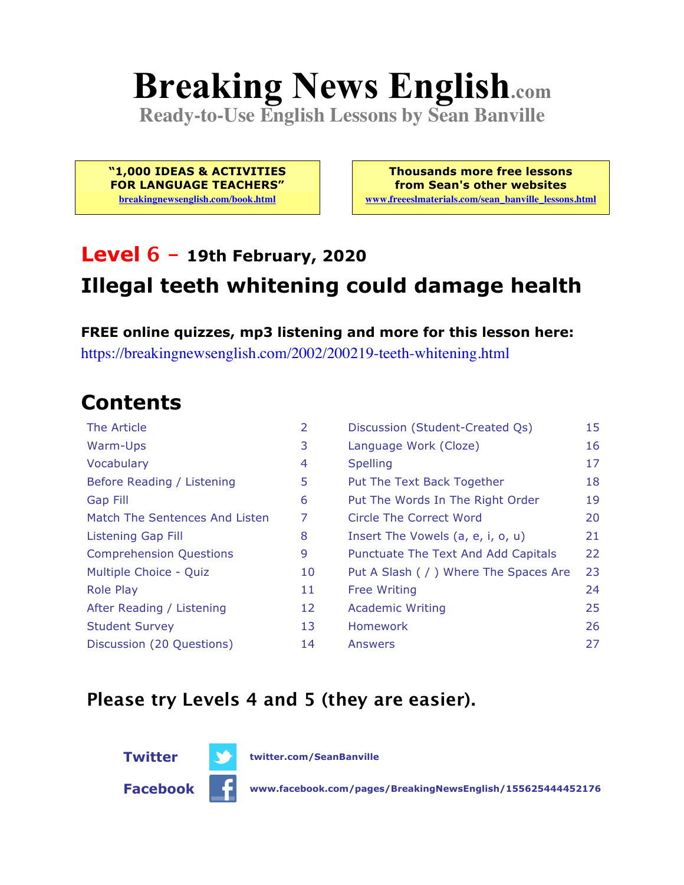# Breaking News English.com

**Ready-to-Use English Lessons by Sean Banville**

**"1,000 IDEAS & ACTIVITIES FOR LANGUAGE TEACHERS"**
breakingnewsenglish.com/book.html

**Thousands more free lessons from Sean's other websites**
www.freeeslmaterials.com/sean_banville_lessons.html

## Level 6 – 19th February, 2020

## Illegal teeth whitening could damage health

**FREE online quizzes, mp3 listening and more for this lesson here:**
https://breakingnewsenglish.com/2002/200219-teeth-whitening.html

## Contents

| | | | |
|---|---|---|---|
| The Article | 2 | Discussion (Student-Created Qs) | 15 |
| Warm-Ups | 3 | Language Work (Cloze) | 16 |
| Vocabulary | 4 | Spelling | 17 |
| Before Reading / Listening | 5 | Put The Text Back Together | 18 |
| Gap Fill | 6 | Put The Words In The Right Order | 19 |
| Match The Sentences And Listen | 7 | Circle The Correct Word | 20 |
| Listening Gap Fill | 8 | Insert The Vowels (a, e, i, o, u) | 21 |
| Comprehension Questions | 9 | Punctuate The Text And Add Capitals | 22 |
| Multiple Choice - Quiz | 10 | Put A Slash ( / ) Where The Spaces Are | 23 |
| Role Play | 11 | Free Writing | 24 |
| After Reading / Listening | 12 | Academic Writing | 25 |
| Student Survey | 13 | Homework | 26 |
| Discussion (20 Questions) | 14 | Answers | 27 |

**Please try Levels 4 and 5 (they are easier).**

**Twitter** twitter.com/SeanBanville

**Facebook** www.facebook.com/pages/BreakingNewsEnglish/155625444452176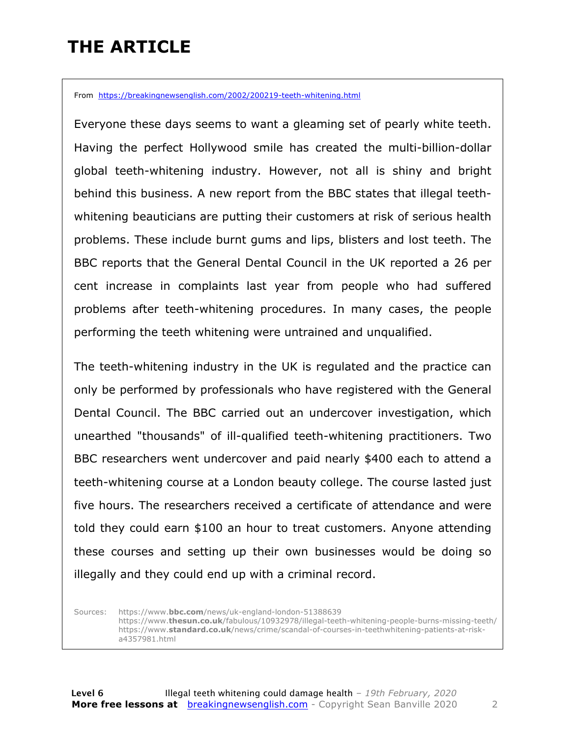# THE ARTICLE

From https://breakingnewsenglish.com/2002/200219-teeth-whitening.html

Everyone these days seems to want a gleaming set of pearly white teeth. Having the perfect Hollywood smile has created the multi-billion-dollar global teeth-whitening industry. However, not all is shiny and bright behind this business. A new report from the BBC states that illegal teeth-whitening beauticians are putting their customers at risk of serious health problems. These include burnt gums and lips, blisters and lost teeth. The BBC reports that the General Dental Council in the UK reported a 26 per cent increase in complaints last year from people who had suffered problems after teeth-whitening procedures. In many cases, the people performing the teeth whitening were untrained and unqualified.

The teeth-whitening industry in the UK is regulated and the practice can only be performed by professionals who have registered with the General Dental Council. The BBC carried out an undercover investigation, which unearthed "thousands" of ill-qualified teeth-whitening practitioners. Two BBC researchers went undercover and paid nearly $400 each to attend a teeth-whitening course at a London beauty college. The course lasted just five hours. The researchers received a certificate of attendance and were told they could earn $100 an hour to treat customers. Anyone attending these courses and setting up their own businesses would be doing so illegally and they could end up with a criminal record.

Sources: https://www.bbc.com/news/uk-england-london-51388639
https://www.thesun.co.uk/fabulous/10932978/illegal-teeth-whitening-people-burns-missing-teeth/
https://www.standard.co.uk/news/crime/scandal-of-courses-in-teethwhitening-patients-at-risk-a4357981.html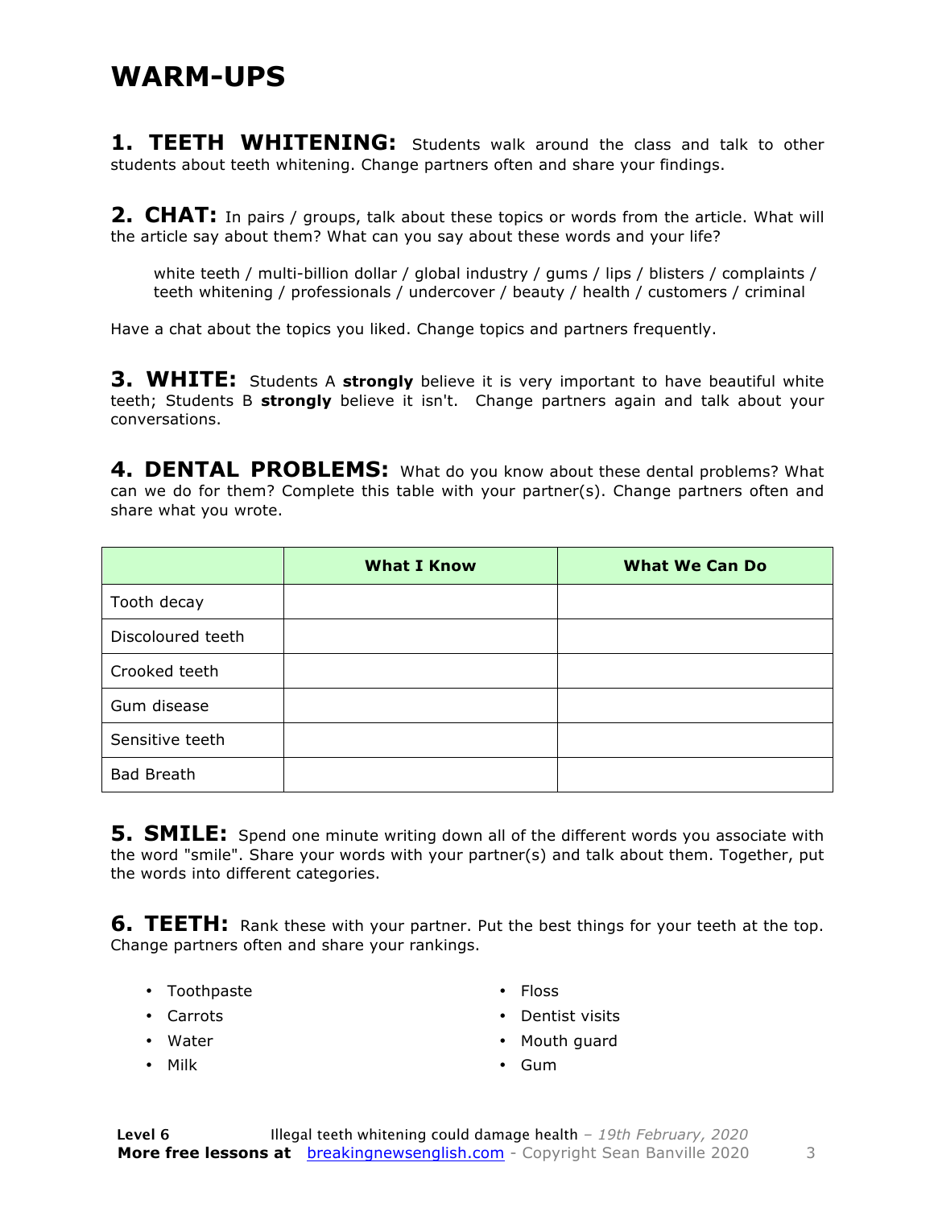# WARM-UPS

**1. TEETH WHITENING:** Students walk around the class and talk to other students about teeth whitening. Change partners often and share your findings.

**2. CHAT:** In pairs / groups, talk about these topics or words from the article. What will the article say about them? What can you say about these words and your life?

> white teeth / multi-billion dollar / global industry / gums / lips / blisters / complaints / teeth whitening / professionals / undercover / beauty / health / customers / criminal

Have a chat about the topics you liked. Change topics and partners frequently.

**3. WHITE:** Students A **strongly** believe it is very important to have beautiful white teeth; Students B **strongly** believe it isn't. Change partners again and talk about your conversations.

**4. DENTAL PROBLEMS:** What do you know about these dental problems? What can we do for them? Complete this table with your partner(s). Change partners often and share what you wrote.

| | What I Know | What We Can Do |
|---|---|---|
| Tooth decay | | |
| Discoloured teeth | | |
| Crooked teeth | | |
| Gum disease | | |
| Sensitive teeth | | |
| Bad Breath | | |

**5. SMILE:** Spend one minute writing down all of the different words you associate with the word "smile". Share your words with your partner(s) and talk about them. Together, put the words into different categories.

**6. TEETH:** Rank these with your partner. Put the best things for your teeth at the top. Change partners often and share your rankings.

- Toothpaste
- Carrots
- Water
- Milk
- Floss
- Dentist visits
- Mouth guard
- Gum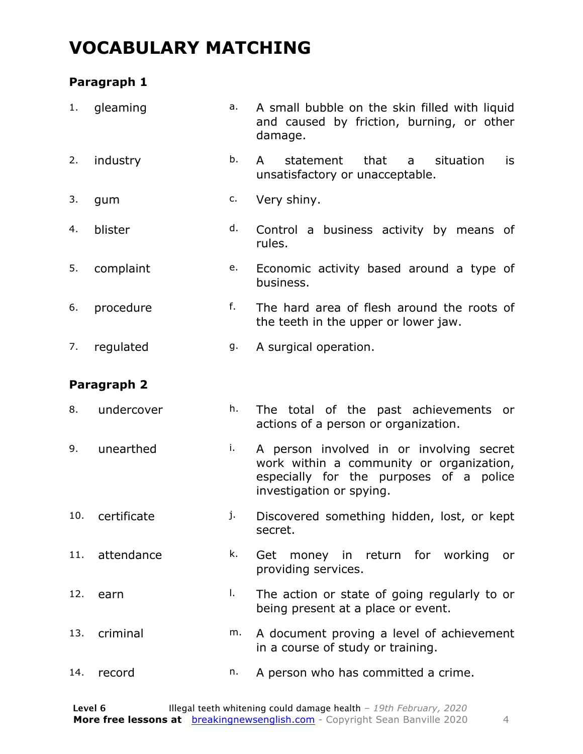# VOCABULARY MATCHING

### Paragraph 1

| | | | |
|---|---|---|---|
| 1. | gleaming | a. | A small bubble on the skin filled with liquid and caused by friction, burning, or other damage. |
| 2. | industry | b. | A statement that a situation is unsatisfactory or unacceptable. |
| 3. | gum | c. | Very shiny. |
| 4. | blister | d. | Control a business activity by means of rules. |
| 5. | complaint | e. | Economic activity based around a type of business. |
| 6. | procedure | f. | The hard area of flesh around the roots of the teeth in the upper or lower jaw. |
| 7. | regulated | g. | A surgical operation. |

### Paragraph 2

| | | | |
|---|---|---|---|
| 8. | undercover | h. | The total of the past achievements or actions of a person or organization. |
| 9. | unearthed | i. | A person involved in or involving secret work within a community or organization, especially for the purposes of a police investigation or spying. |
| 10. | certificate | j. | Discovered something hidden, lost, or kept secret. |
| 11. | attendance | k. | Get money in return for working or providing services. |
| 12. | earn | l. | The action or state of going regularly to or being present at a place or event. |
| 13. | criminal | m. | A document proving a level of achievement in a course of study or training. |
| 14. | record | n. | A person who has committed a crime. |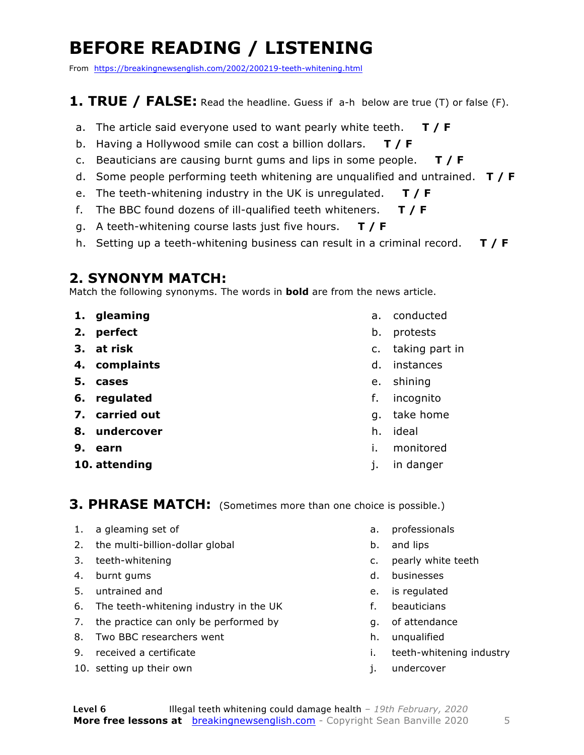# BEFORE READING / LISTENING

From https://breakingnewsenglish.com/2002/200219-teeth-whitening.html

## 1. TRUE / FALSE: Read the headline. Guess if a-h below are true (T) or false (F).

a. The article said everyone used to want pearly white teeth. **T / F**
b. Having a Hollywood smile can cost a billion dollars. **T / F**
c. Beauticians are causing burnt gums and lips in some people. **T / F**
d. Some people performing teeth whitening are unqualified and untrained. **T / F**
e. The teeth-whitening industry in the UK is unregulated. **T / F**
f. The BBC found dozens of ill-qualified teeth whiteners. **T / F**
g. A teeth-whitening course lasts just five hours. **T / F**
h. Setting up a teeth-whitening business can result in a criminal record. **T / F**

## 2. SYNONYM MATCH:

Match the following synonyms. The words in **bold** are from the news article.

1. **gleaming**
2. **perfect**
3. **at risk**
4. **complaints**
5. **cases**
6. **regulated**
7. **carried out**
8. **undercover**
9. **earn**
10. **attending**

a. conducted
b. protests
c. taking part in
d. instances
e. shining
f. incognito
g. take home
h. ideal
i. monitored
j. in danger

## 3. PHRASE MATCH: (Sometimes more than one choice is possible.)

1. a gleaming set of
2. the multi-billion-dollar global
3. teeth-whitening
4. burnt gums
5. untrained and
6. The teeth-whitening industry in the UK
7. the practice can only be performed by
8. Two BBC researchers went
9. received a certificate
10. setting up their own

a. professionals
b. and lips
c. pearly white teeth
d. businesses
e. is regulated
f. beauticians
g. of attendance
h. unqualified
i. teeth-whitening industry
j. undercover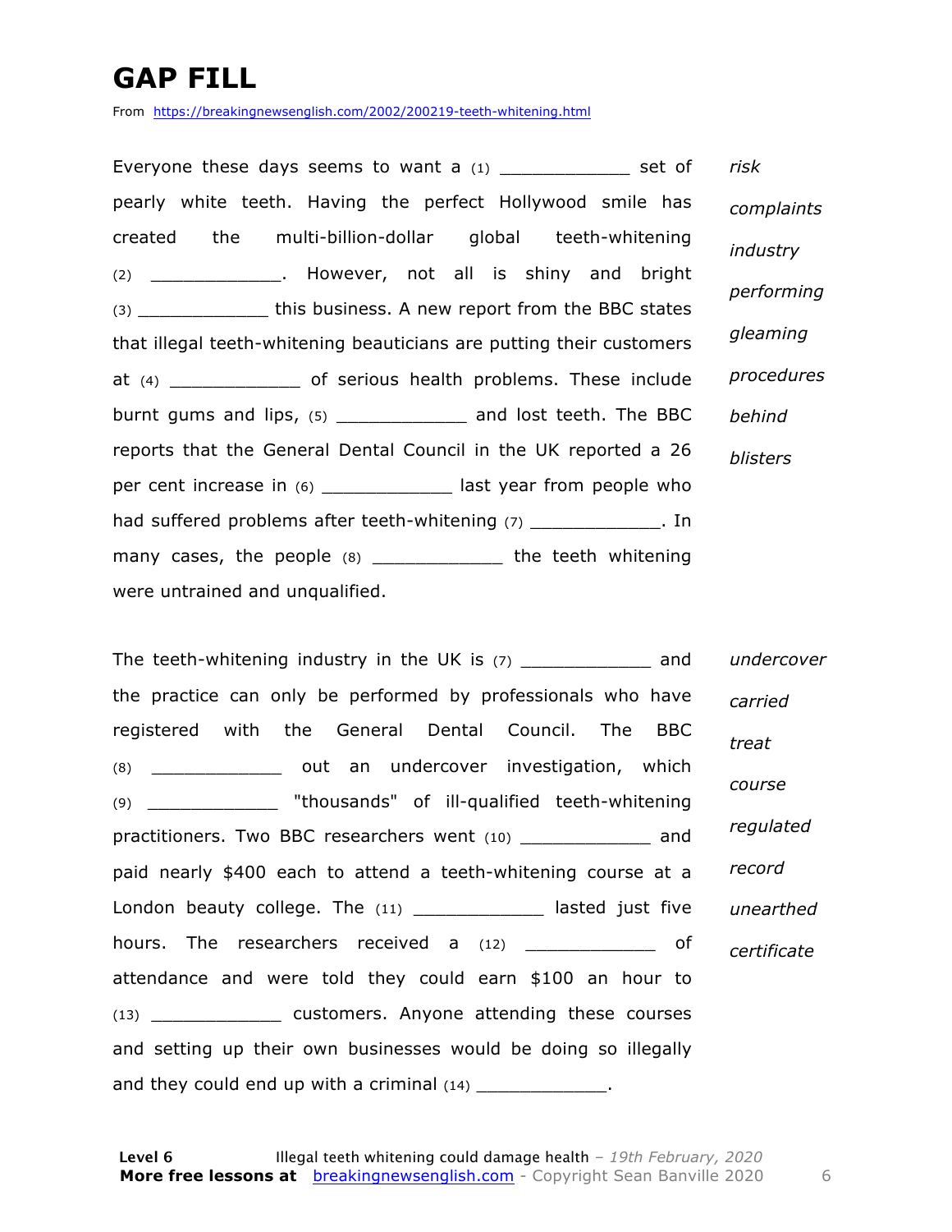# GAP FILL

From https://breakingnewsenglish.com/2002/200219-teeth-whitening.html

Everyone these days seems to want a (1) ____________ set of pearly white teeth. Having the perfect Hollywood smile has created the multi-billion-dollar global teeth-whitening (2) ____________. However, not all is shiny and bright (3) ____________ this business. A new report from the BBC states that illegal teeth-whitening beauticians are putting their customers at (4) ____________ of serious health problems. These include burnt gums and lips, (5) ____________ and lost teeth. The BBC reports that the General Dental Council in the UK reported a 26 per cent increase in (6) ____________ last year from people who had suffered problems after teeth-whitening (7) ____________. In many cases, the people (8) ____________ the teeth whitening were untrained and unqualified.

*risk*

*complaints*

*industry*

*performing*

*gleaming*

*procedures*

*behind*

*blisters*

The teeth-whitening industry in the UK is (7) ____________ and the practice can only be performed by professionals who have registered with the General Dental Council. The BBC (8) ____________ out an undercover investigation, which (9) ____________ "thousands" of ill-qualified teeth-whitening practitioners. Two BBC researchers went (10) ____________ and paid nearly $400 each to attend a teeth-whitening course at a London beauty college. The (11) ____________ lasted just five hours. The researchers received a (12) ____________ of attendance and were told they could earn $100 an hour to (13) ____________ customers. Anyone attending these courses and setting up their own businesses would be doing so illegally and they could end up with a criminal (14) ____________.

*undercover*

*carried*

*treat*

*course*

*regulated*

*record*

*unearthed*

*certificate*

**Level 6** Illegal teeth whitening could damage health – *19th February, 2020*
**More free lessons at** breakingnewsenglish.com - Copyright Sean Banville 2020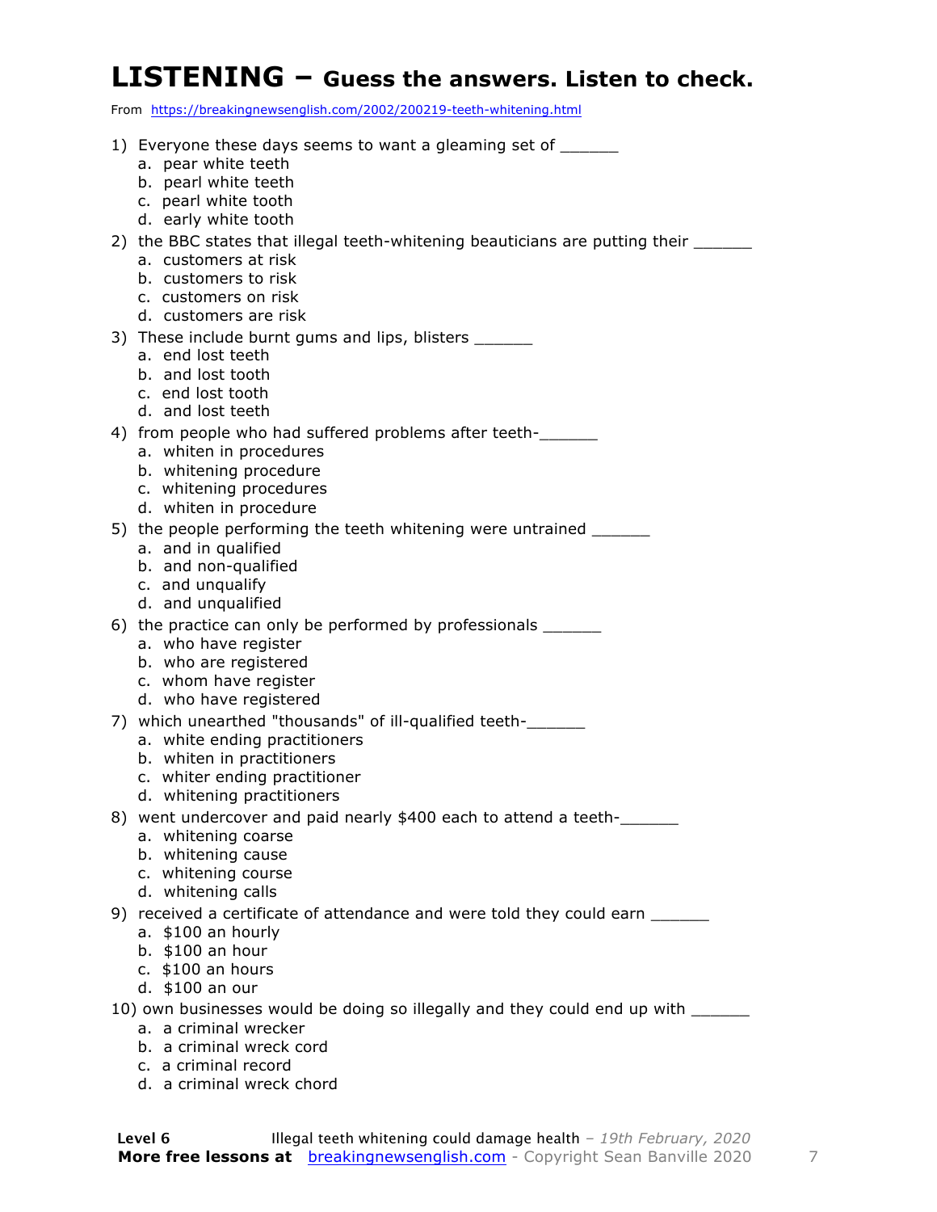# LISTENING – Guess the answers. Listen to check.

From https://breakingnewsenglish.com/2002/200219-teeth-whitening.html

1) Everyone these days seems to want a gleaming set of ______
   a. pear white teeth
   b. pearl white teeth
   c. pearl white tooth
   d. early white tooth

2) the BBC states that illegal teeth-whitening beauticians are putting their ______
   a. customers at risk
   b. customers to risk
   c. customers on risk
   d. customers are risk

3) These include burnt gums and lips, blisters ______
   a. end lost teeth
   b. and lost tooth
   c. end lost tooth
   d. and lost teeth

4) from people who had suffered problems after teeth-______
   a. whiten in procedures
   b. whitening procedure
   c. whitening procedures
   d. whiten in procedure

5) the people performing the teeth whitening were untrained ______
   a. and in qualified
   b. and non-qualified
   c. and unqualify
   d. and unqualified

6) the practice can only be performed by professionals ______
   a. who have register
   b. who are registered
   c. whom have register
   d. who have registered

7) which unearthed "thousands" of ill-qualified teeth-______
   a. white ending practitioners
   b. whiten in practitioners
   c. whiter ending practitioner
   d. whitening practitioners

8) went undercover and paid nearly $400 each to attend a teeth-______
   a. whitening coarse
   b. whitening cause
   c. whitening course
   d. whitening calls

9) received a certificate of attendance and were told they could earn ______
   a. $100 an hourly
   b. $100 an hour
   c. $100 an hours
   d. $100 an our

10) own businesses would be doing so illegally and they could end up with ______
   a. a criminal wrecker
   b. a criminal wreck cord
   c. a criminal record
   d. a criminal wreck chord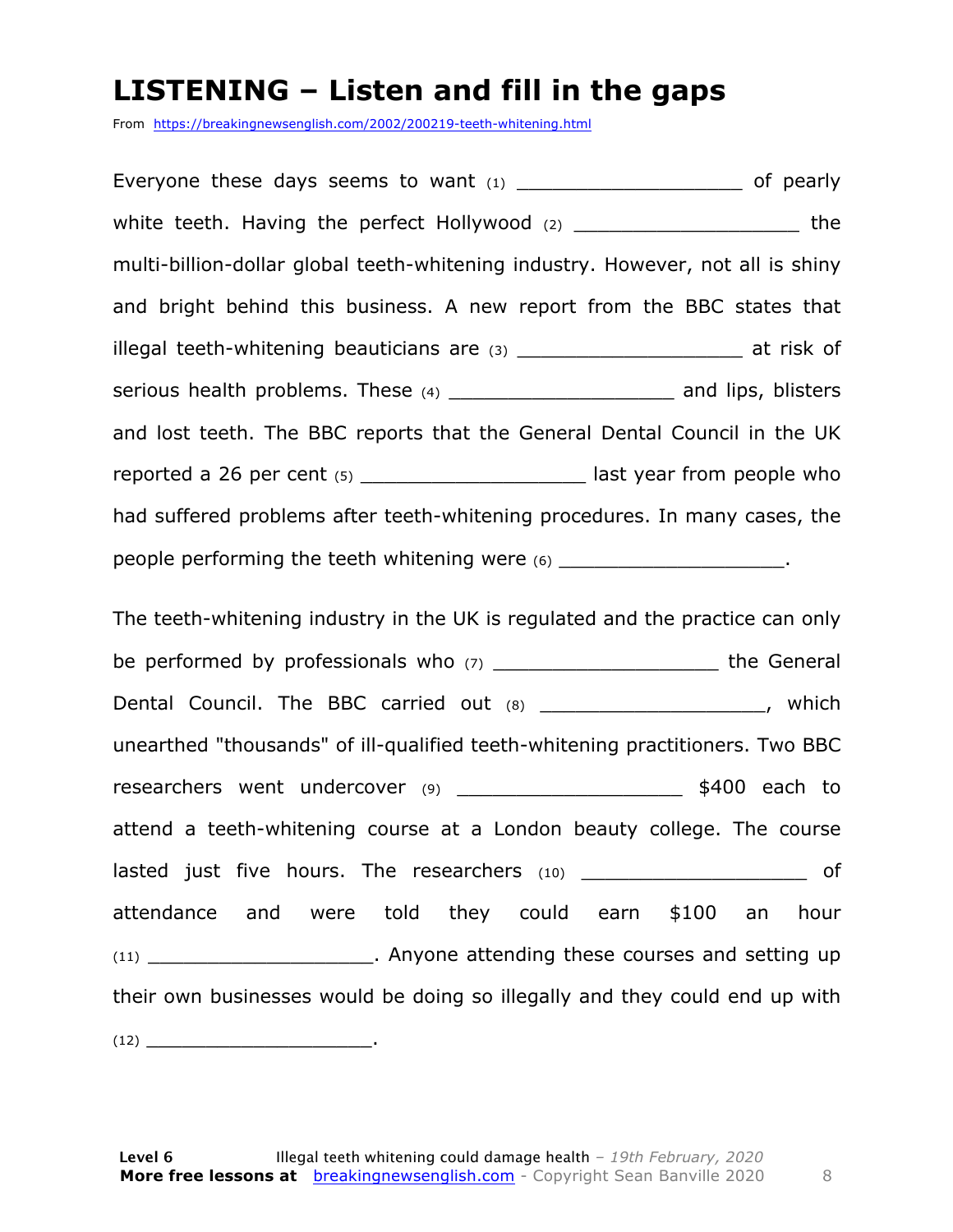# LISTENING – Listen and fill in the gaps

From https://breakingnewsenglish.com/2002/200219-teeth-whitening.html

Everyone these days seems to want (1) ___________________ of pearly white teeth. Having the perfect Hollywood (2) ___________________ the multi-billion-dollar global teeth-whitening industry. However, not all is shiny and bright behind this business. A new report from the BBC states that illegal teeth-whitening beauticians are (3) ___________________ at risk of serious health problems. These (4) ___________________ and lips, blisters and lost teeth. The BBC reports that the General Dental Council in the UK reported a 26 per cent (5) ___________________ last year from people who had suffered problems after teeth-whitening procedures. In many cases, the people performing the teeth whitening were (6) ___________________.

The teeth-whitening industry in the UK is regulated and the practice can only be performed by professionals who (7) ___________________ the General Dental Council. The BBC carried out (8) ___________________, which unearthed "thousands" of ill-qualified teeth-whitening practitioners. Two BBC researchers went undercover (9) ___________________ $400 each to attend a teeth-whitening course at a London beauty college. The course lasted just five hours. The researchers (10) ___________________ of attendance and were told they could earn $100 an hour (11) ___________________. Anyone attending these courses and setting up their own businesses would be doing so illegally and they could end up with (12) ____________________.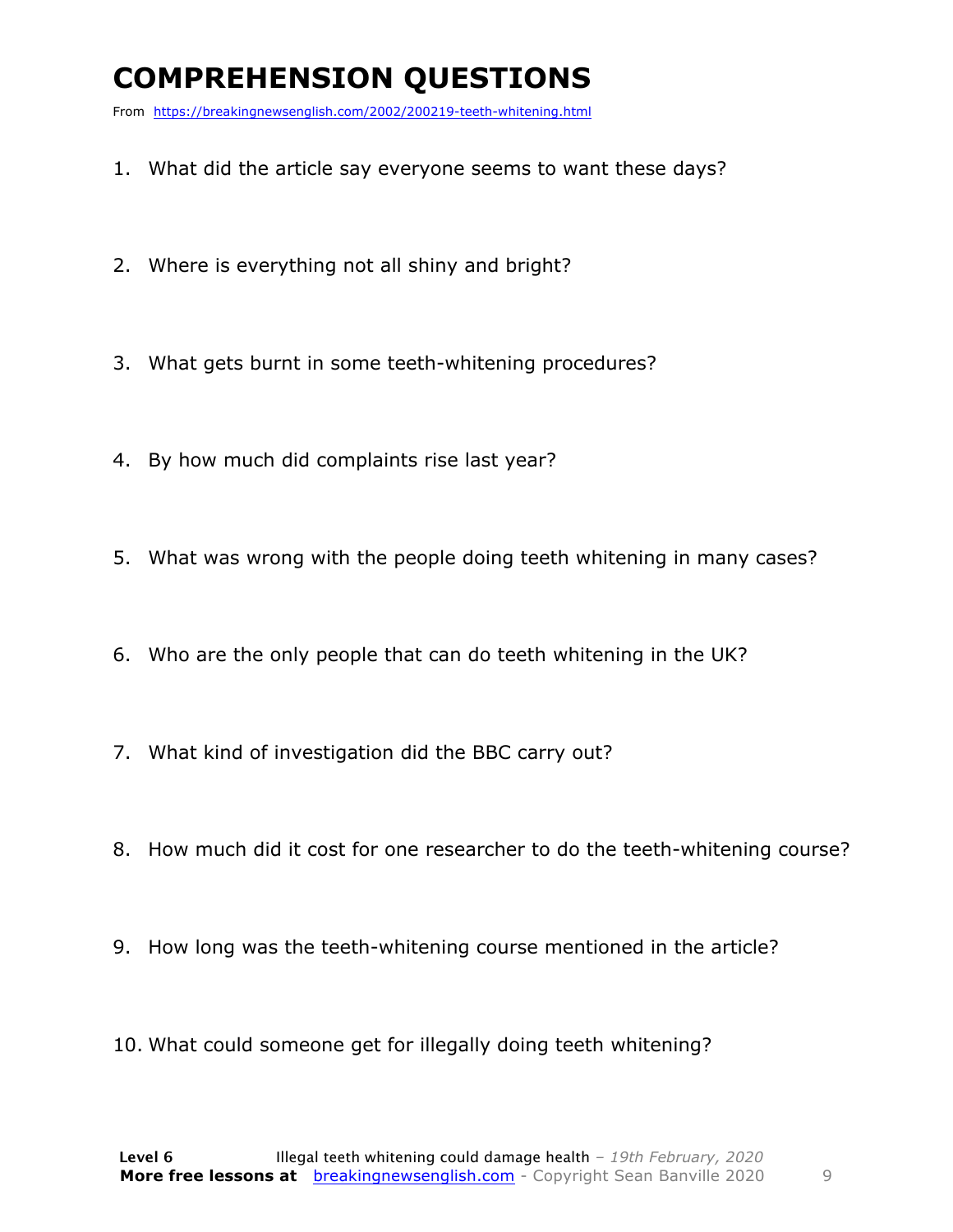# COMPREHENSION QUESTIONS

From https://breakingnewsenglish.com/2002/200219-teeth-whitening.html

1. What did the article say everyone seems to want these days?
2. Where is everything not all shiny and bright?
3. What gets burnt in some teeth-whitening procedures?
4. By how much did complaints rise last year?
5. What was wrong with the people doing teeth whitening in many cases?
6. Who are the only people that can do teeth whitening in the UK?
7. What kind of investigation did the BBC carry out?
8. How much did it cost for one researcher to do the teeth-whitening course?
9. How long was the teeth-whitening course mentioned in the article?
10. What could someone get for illegally doing teeth whitening?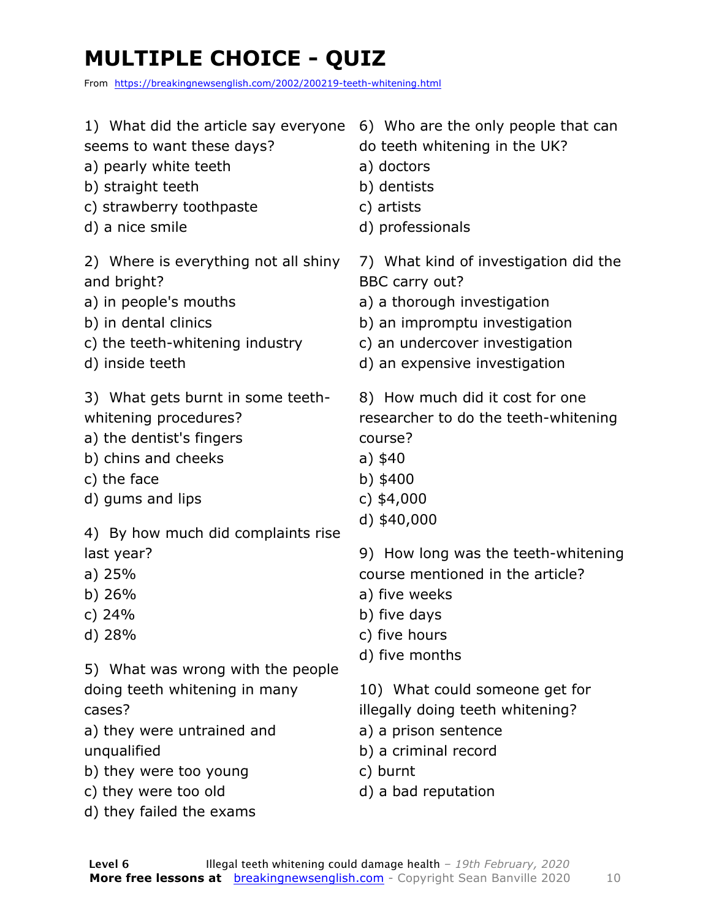# MULTIPLE CHOICE - QUIZ

From https://breakingnewsenglish.com/2002/200219-teeth-whitening.html

1) What did the article say everyone seems to want these days?
a) pearly white teeth
b) straight teeth
c) strawberry toothpaste
d) a nice smile

2) Where is everything not all shiny and bright?
a) in people's mouths
b) in dental clinics
c) the teeth-whitening industry
d) inside teeth

3) What gets burnt in some teeth-whitening procedures?
a) the dentist's fingers
b) chins and cheeks
c) the face
d) gums and lips

4) By how much did complaints rise last year?
a) 25%
b) 26%
c) 24%
d) 28%

5) What was wrong with the people doing teeth whitening in many cases?
a) they were untrained and unqualified
b) they were too young
c) they were too old
d) they failed the exams

6) Who are the only people that can do teeth whitening in the UK?
a) doctors
b) dentists
c) artists
d) professionals

7) What kind of investigation did the BBC carry out?
a) a thorough investigation
b) an impromptu investigation
c) an undercover investigation
d) an expensive investigation

8) How much did it cost for one researcher to do the teeth-whitening course?
a) $40
b) $400
c) $4,000
d) $40,000

9) How long was the teeth-whitening course mentioned in the article?
a) five weeks
b) five days
c) five hours
d) five months

10) What could someone get for illegally doing teeth whitening?
a) a prison sentence
b) a criminal record
c) burnt
d) a bad reputation

**Level 6** Illegal teeth whitening could damage health – *19th February, 2020*
**More free lessons at** breakingnewsenglish.com - Copyright Sean Banville 2020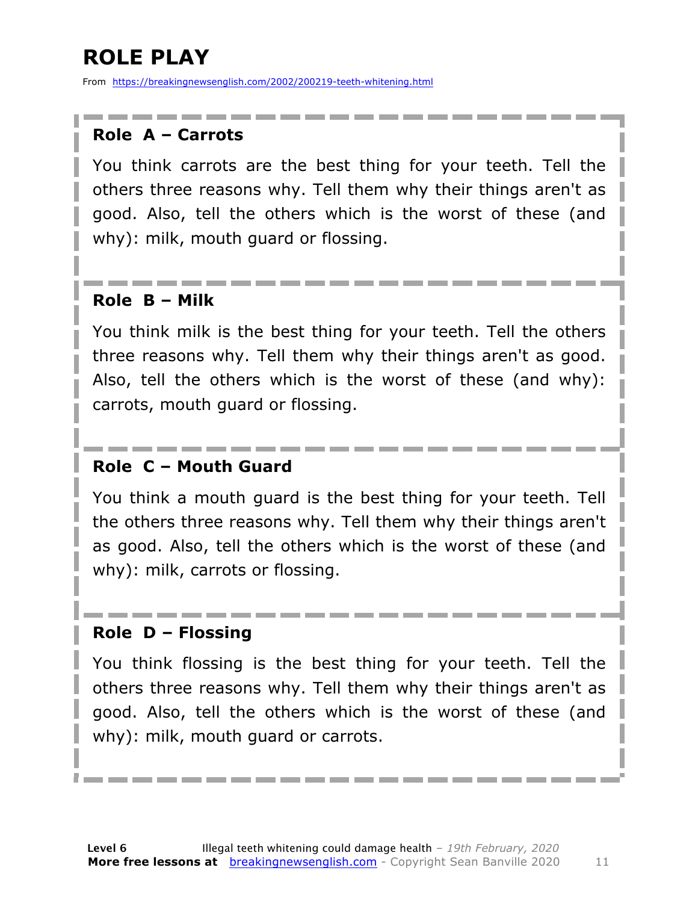# ROLE PLAY

From https://breakingnewsenglish.com/2002/200219-teeth-whitening.html

### Role A – Carrots

You think carrots are the best thing for your teeth. Tell the others three reasons why. Tell them why their things aren't as good. Also, tell the others which is the worst of these (and why): milk, mouth guard or flossing.

### Role B – Milk

You think milk is the best thing for your teeth. Tell the others three reasons why. Tell them why their things aren't as good. Also, tell the others which is the worst of these (and why): carrots, mouth guard or flossing.

### Role C – Mouth Guard

You think a mouth guard is the best thing for your teeth. Tell the others three reasons why. Tell them why their things aren't as good. Also, tell the others which is the worst of these (and why): milk, carrots or flossing.

### Role D – Flossing

You think flossing is the best thing for your teeth. Tell the others three reasons why. Tell them why their things aren't as good. Also, tell the others which is the worst of these (and why): milk, mouth guard or carrots.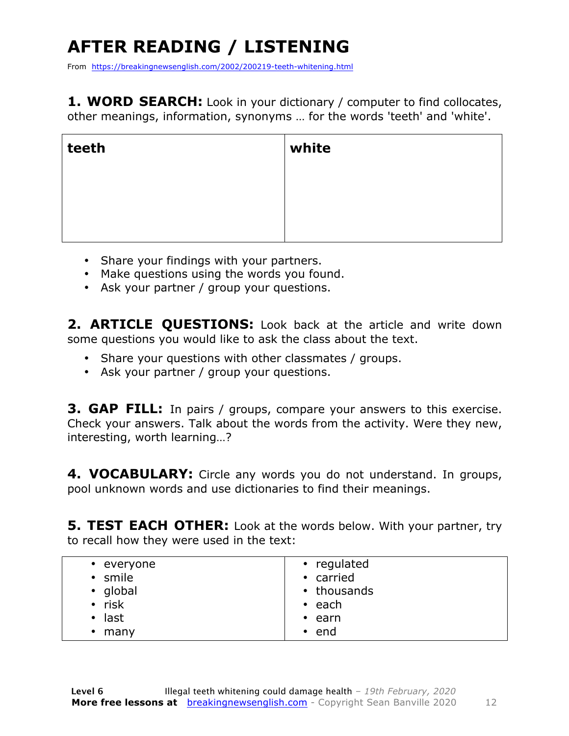# AFTER READING / LISTENING

From https://breakingnewsenglish.com/2002/200219-teeth-whitening.html

**1. WORD SEARCH:** Look in your dictionary / computer to find collocates, other meanings, information, synonyms … for the words 'teeth' and 'white'.

| teeth | white |
| --- | --- |
| | |

- Share your findings with your partners.
- Make questions using the words you found.
- Ask your partner / group your questions.

**2. ARTICLE QUESTIONS:** Look back at the article and write down some questions you would like to ask the class about the text.

- Share your questions with other classmates / groups.
- Ask your partner / group your questions.

**3. GAP FILL:** In pairs / groups, compare your answers to this exercise. Check your answers. Talk about the words from the activity. Were they new, interesting, worth learning…?

**4. VOCABULARY:** Circle any words you do not understand. In groups, pool unknown words and use dictionaries to find their meanings.

**5. TEST EACH OTHER:** Look at the words below. With your partner, try to recall how they were used in the text:

| | |
| --- | --- |
| • everyone | • regulated |
| • smile | • carried |
| • global | • thousands |
| • risk | • each |
| • last | • earn |
| • many | • end |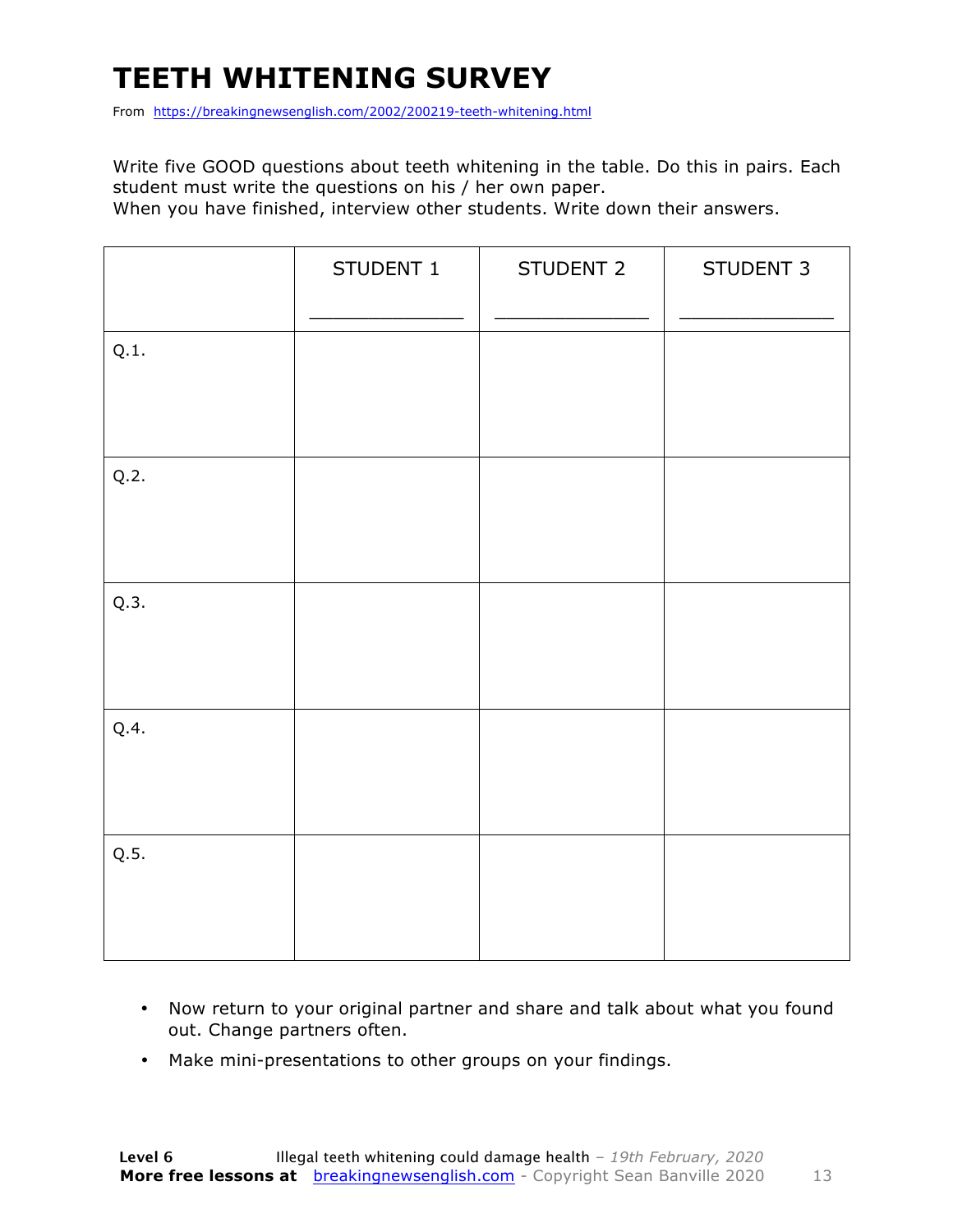# TEETH WHITENING SURVEY

From https://breakingnewsenglish.com/2002/200219-teeth-whitening.html

Write five GOOD questions about teeth whitening in the table. Do this in pairs. Each student must write the questions on his / her own paper.

When you have finished, interview other students. Write down their answers.

| | STUDENT 1<br>_____________ | STUDENT 2<br>_____________ | STUDENT 3<br>_____________ |
|---|---|---|---|
| Q.1. | | | |
| Q.2. | | | |
| Q.3. | | | |
| Q.4. | | | |
| Q.5. | | | |

- Now return to your original partner and share and talk about what you found out. Change partners often.
- Make mini-presentations to other groups on your findings.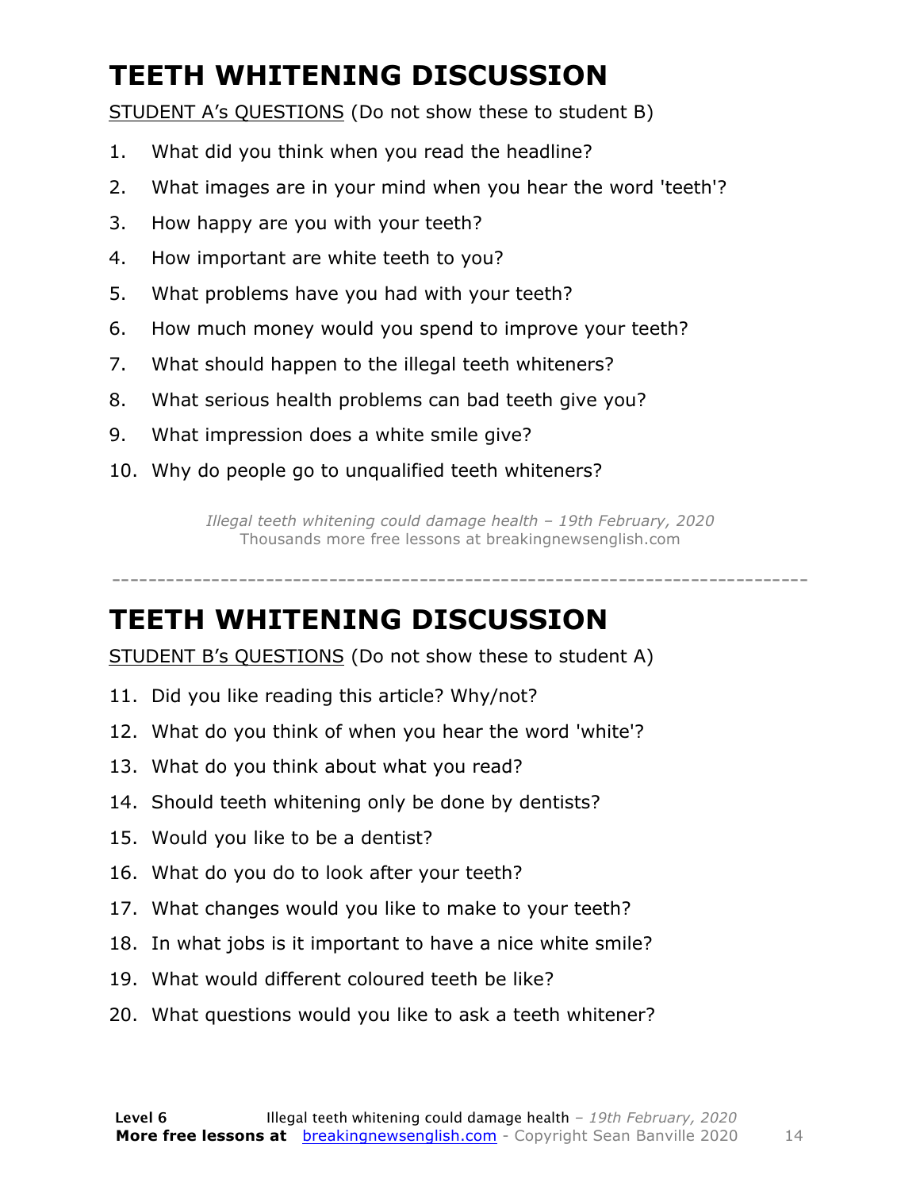# TEETH WHITENING DISCUSSION

STUDENT A's QUESTIONS (Do not show these to student B)

1. What did you think when you read the headline?
2. What images are in your mind when you hear the word 'teeth'?
3. How happy are you with your teeth?
4. How important are white teeth to you?
5. What problems have you had with your teeth?
6. How much money would you spend to improve your teeth?
7. What should happen to the illegal teeth whiteners?
8. What serious health problems can bad teeth give you?
9. What impression does a white smile give?
10. Why do people go to unqualified teeth whiteners?

*Illegal teeth whitening could damage health – 19th February, 2020*
Thousands more free lessons at breakingnewsenglish.com

---

# TEETH WHITENING DISCUSSION

STUDENT B's QUESTIONS (Do not show these to student A)

11. Did you like reading this article? Why/not?
12. What do you think of when you hear the word 'white'?
13. What do you think about what you read?
14. Should teeth whitening only be done by dentists?
15. Would you like to be a dentist?
16. What do you do to look after your teeth?
17. What changes would you like to make to your teeth?
18. In what jobs is it important to have a nice white smile?
19. What would different coloured teeth be like?
20. What questions would you like to ask a teeth whitener?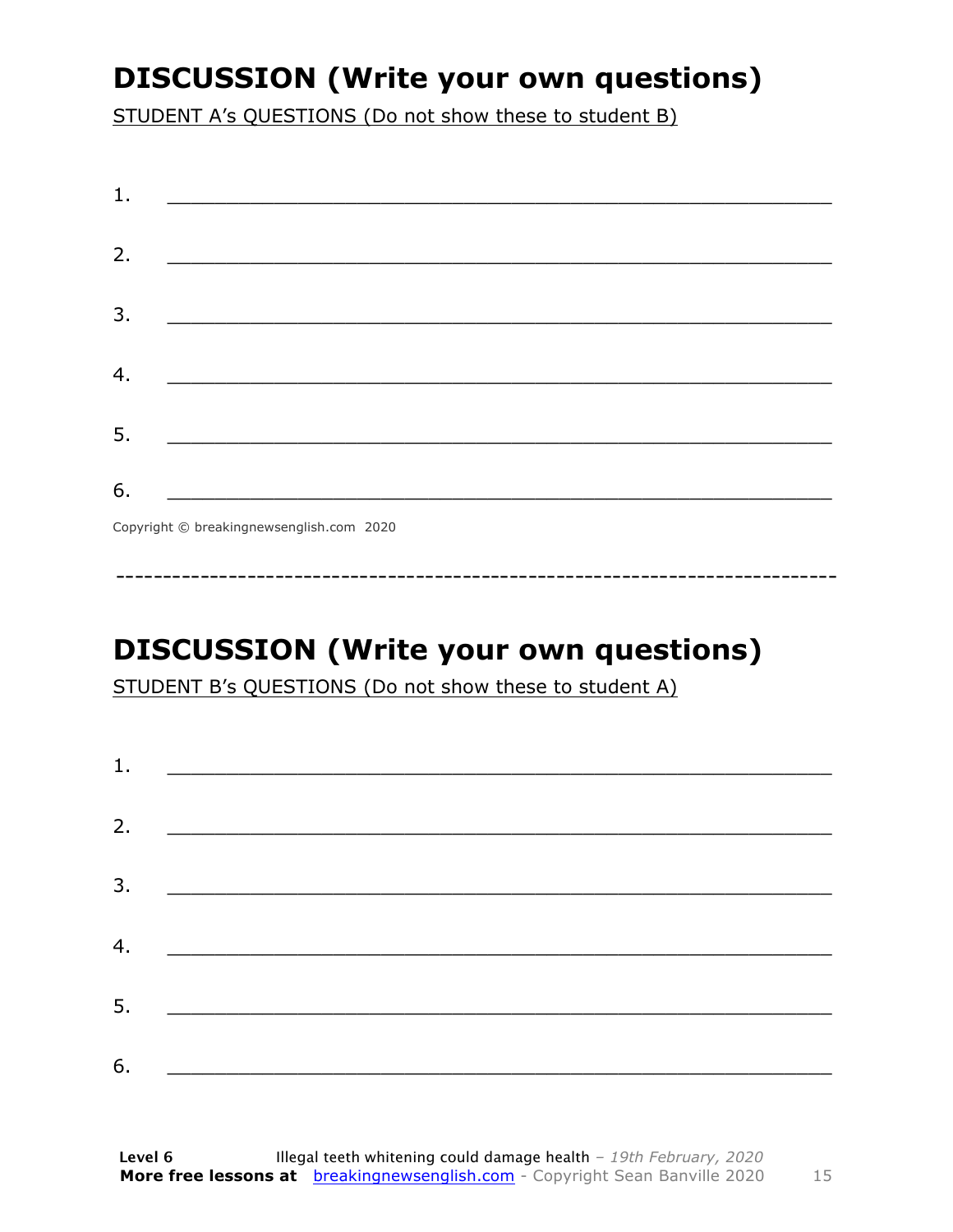# DISCUSSION (Write your own questions)

STUDENT A's QUESTIONS (Do not show these to student B)

1. ___________________________________________________________

2. ___________________________________________________________

3. ___________________________________________________________

4. ___________________________________________________________

5. ___________________________________________________________

6. ___________________________________________________________

Copyright © breakingnewsenglish.com 2020

---

# DISCUSSION (Write your own questions)

STUDENT B's QUESTIONS (Do not show these to student A)

1. ___________________________________________________________

2. ___________________________________________________________

3. ___________________________________________________________

4. ___________________________________________________________

5. ___________________________________________________________

6. ___________________________________________________________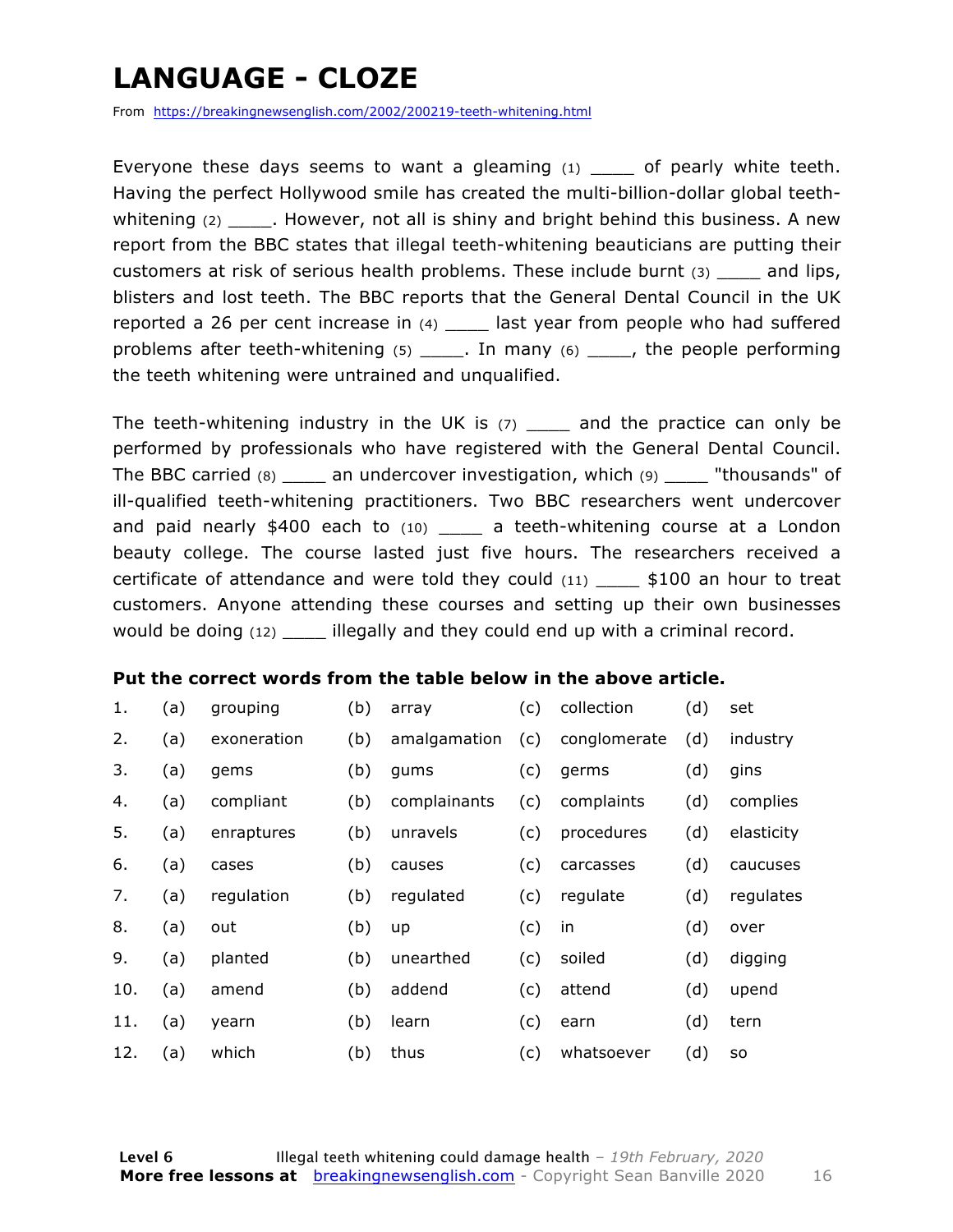# LANGUAGE - CLOZE

From https://breakingnewsenglish.com/2002/200219-teeth-whitening.html

Everyone these days seems to want a gleaming (1) ____ of pearly white teeth. Having the perfect Hollywood smile has created the multi-billion-dollar global teeth-whitening (2) ____. However, not all is shiny and bright behind this business. A new report from the BBC states that illegal teeth-whitening beauticians are putting their customers at risk of serious health problems. These include burnt (3) ____ and lips, blisters and lost teeth. The BBC reports that the General Dental Council in the UK reported a 26 per cent increase in (4) ____ last year from people who had suffered problems after teeth-whitening (5) ____. In many (6) ____, the people performing the teeth whitening were untrained and unqualified.

The teeth-whitening industry in the UK is (7) ____ and the practice can only be performed by professionals who have registered with the General Dental Council. The BBC carried (8) ____ an undercover investigation, which (9) ____ "thousands" of ill-qualified teeth-whitening practitioners. Two BBC researchers went undercover and paid nearly $400 each to (10) ____ a teeth-whitening course at a London beauty college. The course lasted just five hours. The researchers received a certificate of attendance and were told they could (11) ____ $100 an hour to treat customers. Anyone attending these courses and setting up their own businesses would be doing (12) ____ illegally and they could end up with a criminal record.

**Put the correct words from the table below in the above article.**

| | | | | | | | | |
|---|---|---|---|---|---|---|---|---|
| 1. | (a) | grouping | (b) | array | (c) | collection | (d) | set |
| 2. | (a) | exoneration | (b) | amalgamation | (c) | conglomerate | (d) | industry |
| 3. | (a) | gems | (b) | gums | (c) | germs | (d) | gins |
| 4. | (a) | compliant | (b) | complainants | (c) | complaints | (d) | complies |
| 5. | (a) | enraptures | (b) | unravels | (c) | procedures | (d) | elasticity |
| 6. | (a) | cases | (b) | causes | (c) | carcasses | (d) | caucuses |
| 7. | (a) | regulation | (b) | regulated | (c) | regulate | (d) | regulates |
| 8. | (a) | out | (b) | up | (c) | in | (d) | over |
| 9. | (a) | planted | (b) | unearthed | (c) | soiled | (d) | digging |
| 10. | (a) | amend | (b) | addend | (c) | attend | (d) | upend |
| 11. | (a) | yearn | (b) | learn | (c) | earn | (d) | tern |
| 12. | (a) | which | (b) | thus | (c) | whatsoever | (d) | so |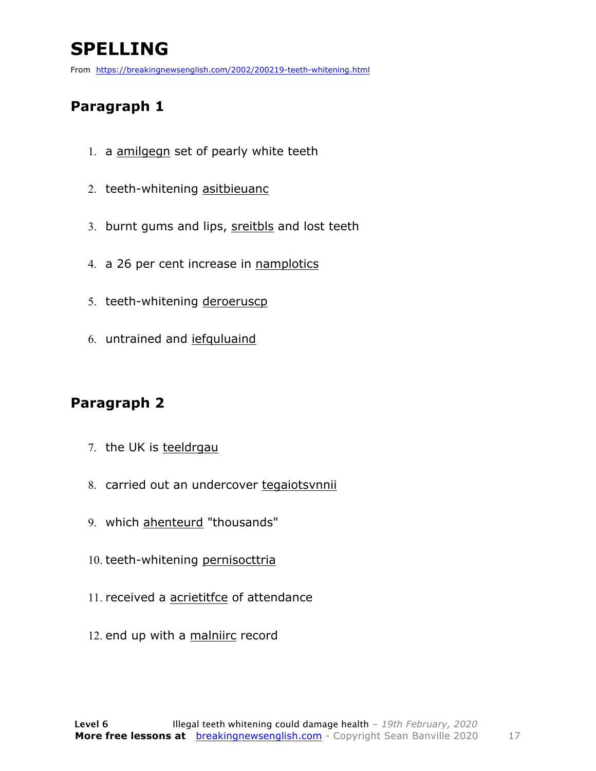# SPELLING

From https://breakingnewsenglish.com/2002/200219-teeth-whitening.html

## Paragraph 1

1. a amilgegn set of pearly white teeth
2. teeth-whitening asitbieuanc
3. burnt gums and lips, sreitbls and lost teeth
4. a 26 per cent increase in namplotics
5. teeth-whitening deroeruscp
6. untrained and iefquluaind

## Paragraph 2

7. the UK is teeldrgau
8. carried out an undercover tegaiotsvnnii
9. which ahenteurd "thousands"
10. teeth-whitening pernisocttria
11. received a acrietitfce of attendance
12. end up with a malniirc record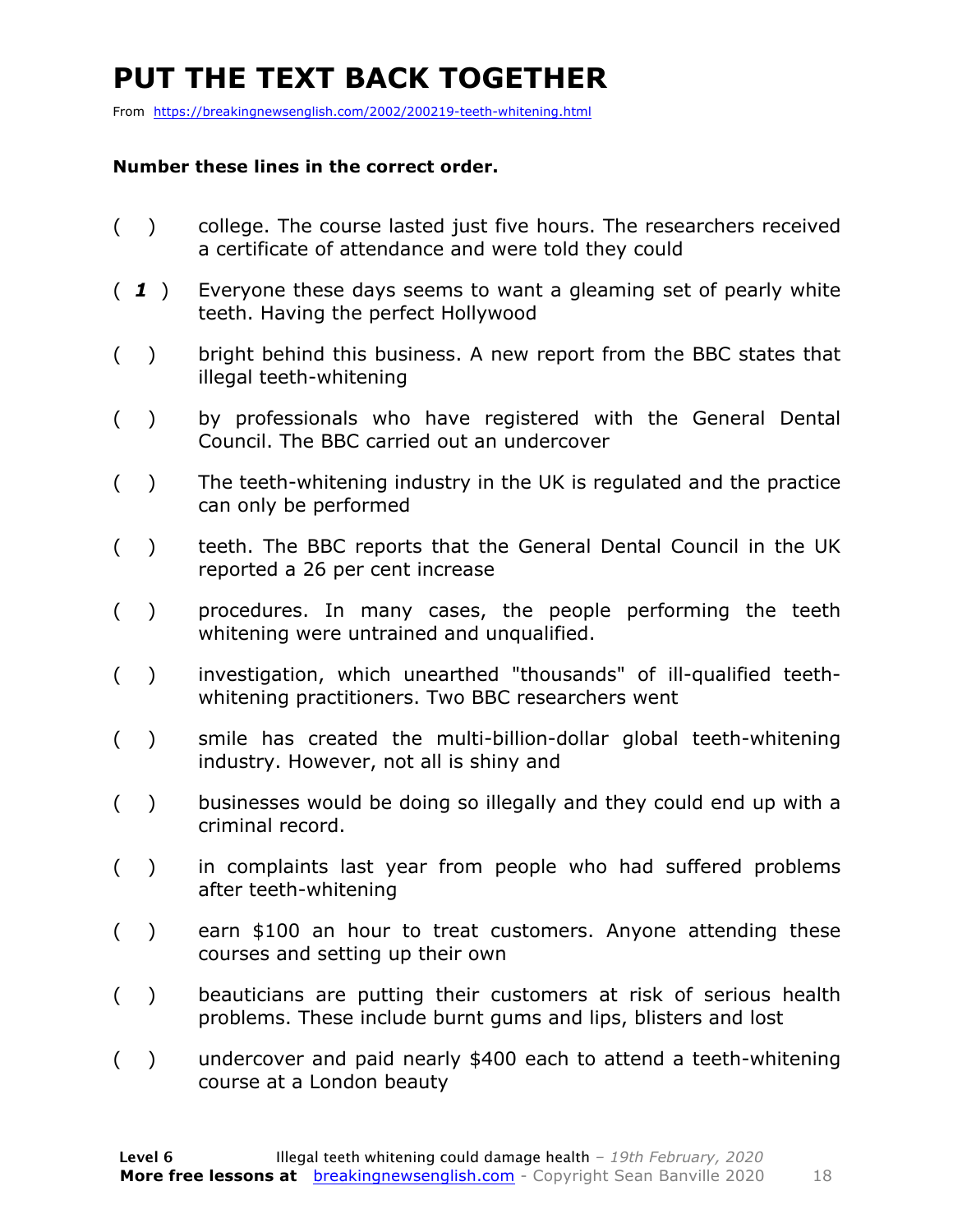# PUT THE TEXT BACK TOGETHER

From https://breakingnewsenglish.com/2002/200219-teeth-whitening.html

**Number these lines in the correct order.**

( ) college. The course lasted just five hours. The researchers received a certificate of attendance and were told they could

( ***1*** ) Everyone these days seems to want a gleaming set of pearly white teeth. Having the perfect Hollywood

( ) bright behind this business. A new report from the BBC states that illegal teeth-whitening

( ) by professionals who have registered with the General Dental Council. The BBC carried out an undercover

( ) The teeth-whitening industry in the UK is regulated and the practice can only be performed

( ) teeth. The BBC reports that the General Dental Council in the UK reported a 26 per cent increase

( ) procedures. In many cases, the people performing the teeth whitening were untrained and unqualified.

( ) investigation, which unearthed "thousands" of ill-qualified teeth-whitening practitioners. Two BBC researchers went

( ) smile has created the multi-billion-dollar global teeth-whitening industry. However, not all is shiny and

( ) businesses would be doing so illegally and they could end up with a criminal record.

( ) in complaints last year from people who had suffered problems after teeth-whitening

( ) earn $100 an hour to treat customers. Anyone attending these courses and setting up their own

( ) beauticians are putting their customers at risk of serious health problems. These include burnt gums and lips, blisters and lost

( ) undercover and paid nearly $400 each to attend a teeth-whitening course at a London beauty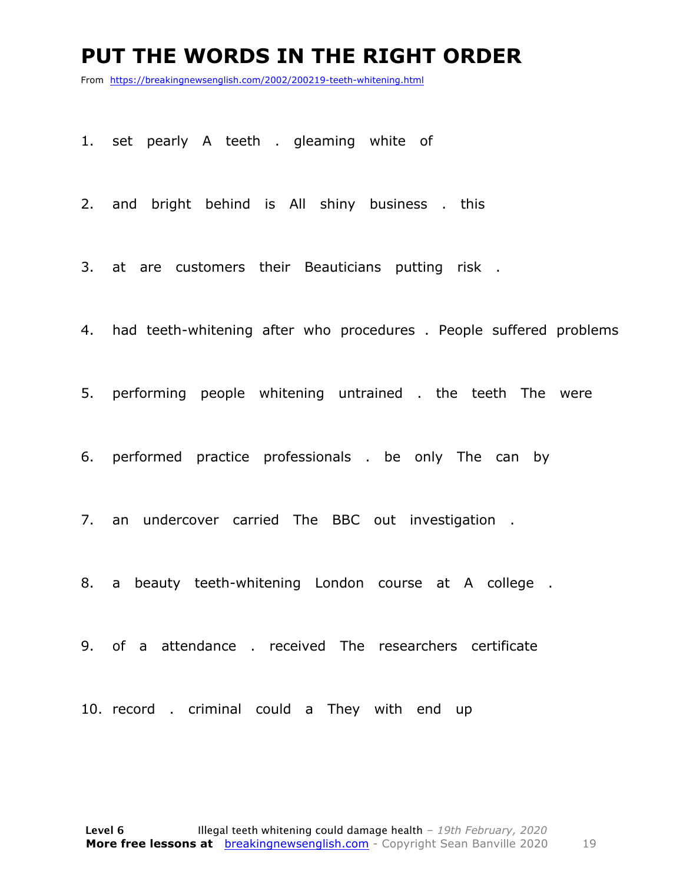# PUT THE WORDS IN THE RIGHT ORDER

From https://breakingnewsenglish.com/2002/200219-teeth-whitening.html

1. set pearly A teeth . gleaming white of

2. and bright behind is All shiny business . this

3. at are customers their Beauticians putting risk .

4. had teeth-whitening after who procedures . People suffered problems

5. performing people whitening untrained . the teeth The were

6. performed practice professionals . be only The can by

7. an undercover carried The BBC out investigation .

8. a beauty teeth-whitening London course at A college .

9. of a attendance . received The researchers certificate

10. record . criminal could a They with end up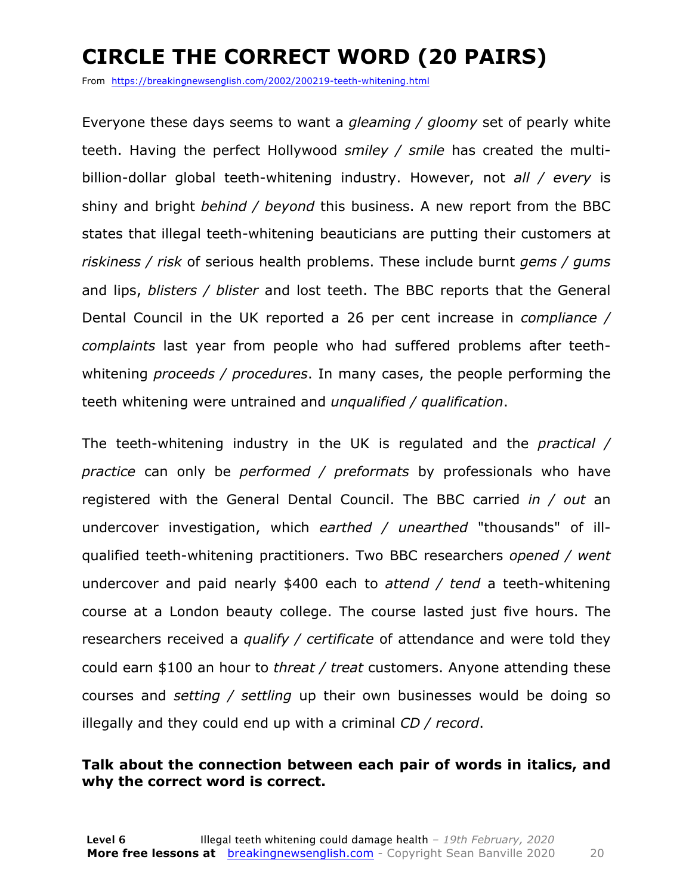# CIRCLE THE CORRECT WORD (20 PAIRS)

From https://breakingnewsenglish.com/2002/200219-teeth-whitening.html

Everyone these days seems to want a *gleaming / gloomy* set of pearly white teeth. Having the perfect Hollywood *smiley / smile* has created the multi-billion-dollar global teeth-whitening industry. However, not *all / every* is shiny and bright *behind / beyond* this business. A new report from the BBC states that illegal teeth-whitening beauticians are putting their customers at *riskiness / risk* of serious health problems. These include burnt *gems / gums* and lips, *blisters / blister* and lost teeth. The BBC reports that the General Dental Council in the UK reported a 26 per cent increase in *compliance / complaints* last year from people who had suffered problems after teeth-whitening *proceeds / procedures*. In many cases, the people performing the teeth whitening were untrained and *unqualified / qualification*.

The teeth-whitening industry in the UK is regulated and the *practical / practice* can only be *performed / preformats* by professionals who have registered with the General Dental Council. The BBC carried *in / out* an undercover investigation, which *earthed / unearthed* "thousands" of ill-qualified teeth-whitening practitioners. Two BBC researchers *opened / went* undercover and paid nearly $400 each to *attend / tend* a teeth-whitening course at a London beauty college. The course lasted just five hours. The researchers received a *qualify / certificate* of attendance and were told they could earn $100 an hour to *threat / treat* customers. Anyone attending these courses and *setting / settling* up their own businesses would be doing so illegally and they could end up with a criminal *CD / record*.

**Talk about the connection between each pair of words in italics, and why the correct word is correct.**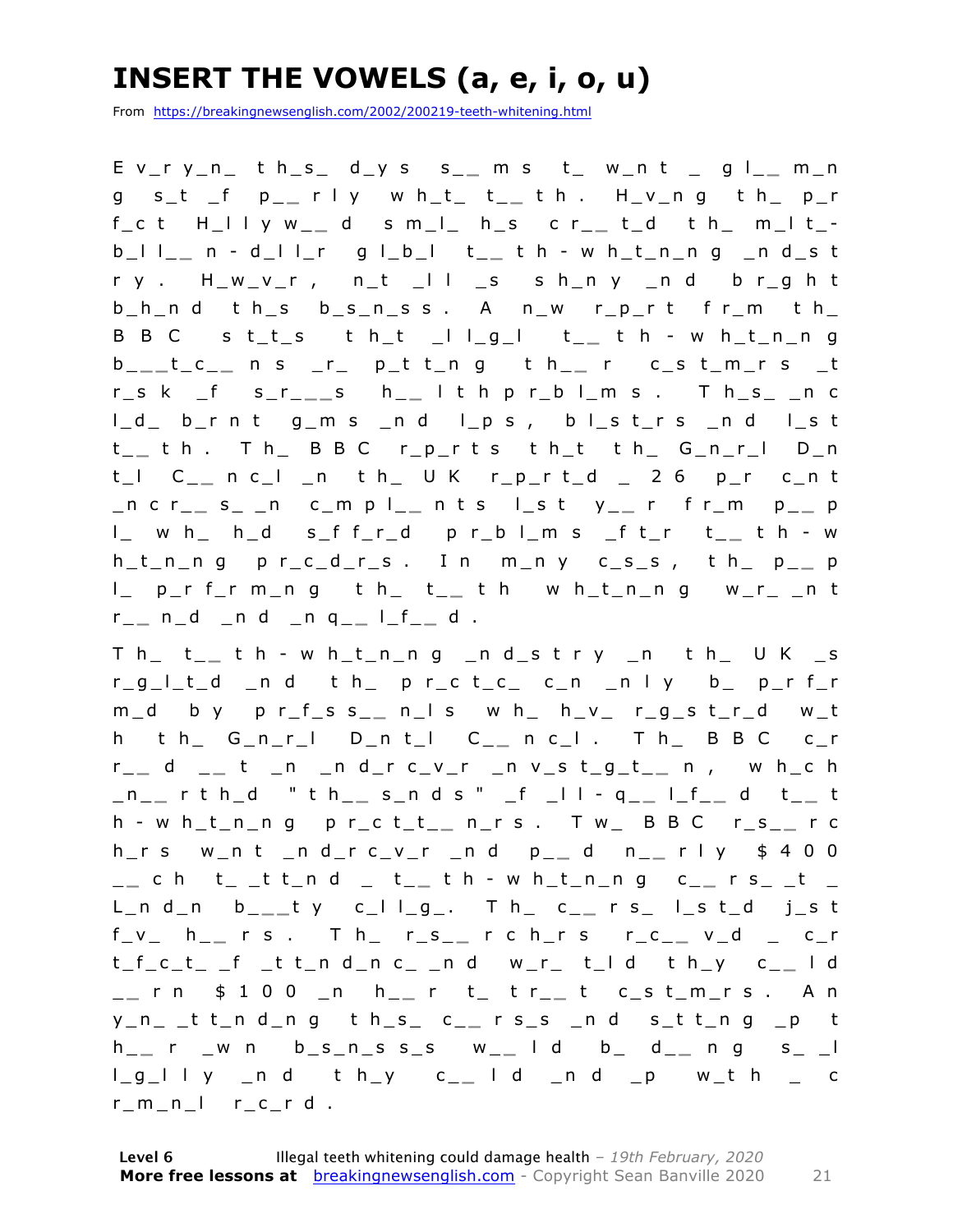# INSERT THE VOWELS (a, e, i, o, u)

From https://breakingnewsenglish.com/2002/200219-teeth-whitening.html

E v_r y_n_ t h_s_ d_y s s_ _ m s t_ w_n t _ g l_ _ m_n g s_t _f p_ _ r l y w h_t_ t_ _ t h . H_v_n g t h_ p_r f_c t H_l l y w_ _ d s m_l_ h_s c r_ _ t_d t h_ m_l t_-b_l l_ _ n - d_l l_r g l_b_l t_ _ t h - w h_t_n_n g _n d_s t r y . H_w_v_r , n_t _l l _s s h_n y _n d b r_g h t b_h_n d t h_s b_s_n_s s . A n_w r_p_r t f r_m t h_ B B C s t_t_s t h_t _l l_g_l t_ _ t h - w h_t_n_n g b_ _ _t_c_ _ n s _r_ p_t t_n g t h_ _ r c_s t_m_r s _t r_s k _f s_r_ _ _s h_ _ l t h p r_b l_m s . T h_s_ _n c l_d_ b_r n t g_m s _n d l_p s , b l_s t_r s _n d l_s t t_ _ t h . T h_ B B C r_p_r t s t h_t t h_ G_n_r_l D_n t_l C_ _ n c_l _n t h_ U K r_p_r t_d _ 2 6 p_r c_n t _n c r_ _ s_ _n c_m p l_ _ n t s l_s t y_ _ r f r_m p_ _ p l_ w h_ h_d s_f f_r_d p r_b l_m s _f t_r t_ _ t h - w h_t_n_n g p r_c_d_r_s . I n m_n y c_s_s , t h_ p_ _ p l_ p_r f_r m_n g t h_ t_ _ t h w h_t_n_n g w_r_ _n t r_ _ n_d _n d _n q_ _ l_f_ _ d .

T h_ t_ _ t h - w h_t_n_n g _n d_s t r y _n t h_ U K _s r_g_l_t_d _n d t h_ p r_c t_c_ c_n _n l y b_ p_r f_r m_d b y p r_f_s s_ _ n_l s w h_ h_v_ r_g_s t_r_d w_t h t h_ G_n_r_l D_n t_l C_ _ n c_l . T h_ B B C c_r r_ _ d _ _ t _n _n d_r c_v_r _n v_s t_g_t_ _ n , w h_c h _n_ _ r t h_d " t h_ _ s_n d s " _f _l l - q_ _ l_f_ _ d t_ _ t h - w h_t_n_n g p r_c t_t_ _ n_r s . T w_ B B C r_s_ _ r c h_r s w_n t _n d_r c_v_r _n d p_ _ d n_ _ r l y $ 4 0 0 _ _ c h t_ _t t_n d _ t_ _ t h - w h_t_n_n g c_ _ r s_ _t _ L_n d_n b_ _ _t y c_l l_g_. T h_ c_ _ r s_ l_s t_d j_s t f_v_ h_ _ r s . T h_ r_s_ _ r c h_r s r_c_ _ v_d _ c_r t_f_c_t_ _f _t t_n d_n c_ _n d w_r_ t_l d t h_y c_ _ l d _ _ r n $ 1 0 0 _n h_ _ r t_ t r_ _ t c_s t_m_r s . A n y_n_ _t t_n d_n g t h_s_ c_ _ r s_s _n d s_t t_n g _p t h_ _ r _w n b_s_n_s s_s w_ _ l d b_ d_ _ n g s_ _l l_g_l l y _n d t h_y c_ _ l d _n d _p w_t h _ c r_m_n_l r_c_r d .

**Level 6** Illegal teeth whitening could damage health – *19th February, 2020*
**More free lessons at** breakingnewsenglish.com - Copyright Sean Banville 2020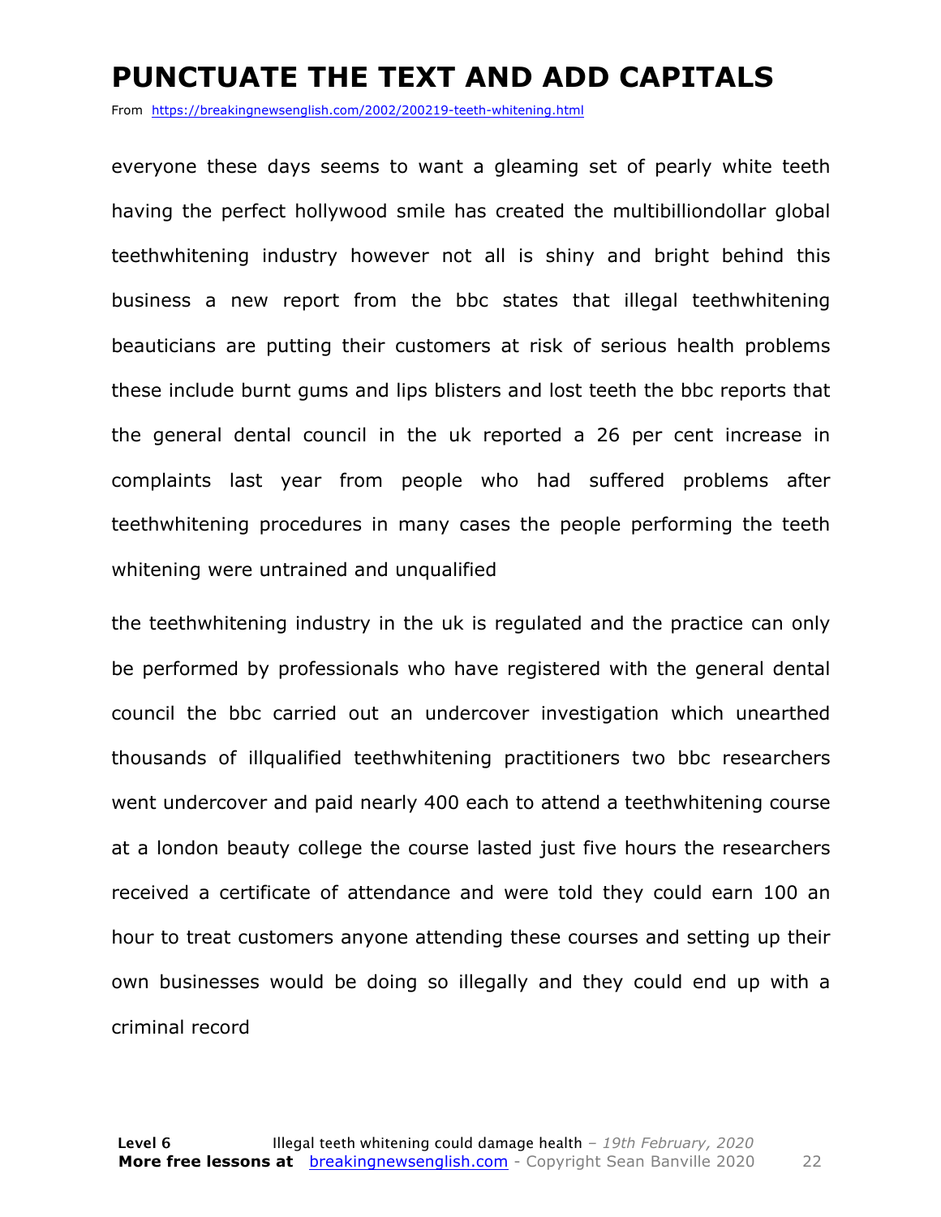# PUNCTUATE THE TEXT AND ADD CAPITALS

From https://breakingnewsenglish.com/2002/200219-teeth-whitening.html

everyone these days seems to want a gleaming set of pearly white teeth having the perfect hollywood smile has created the multibilliondollar global teethwhitening industry however not all is shiny and bright behind this business a new report from the bbc states that illegal teethwhitening beauticians are putting their customers at risk of serious health problems these include burnt gums and lips blisters and lost teeth the bbc reports that the general dental council in the uk reported a 26 per cent increase in complaints last year from people who had suffered problems after teethwhitening procedures in many cases the people performing the teeth whitening were untrained and unqualified

the teethwhitening industry in the uk is regulated and the practice can only be performed by professionals who have registered with the general dental council the bbc carried out an undercover investigation which unearthed thousands of illqualified teethwhitening practitioners two bbc researchers went undercover and paid nearly 400 each to attend a teethwhitening course at a london beauty college the course lasted just five hours the researchers received a certificate of attendance and were told they could earn 100 an hour to treat customers anyone attending these courses and setting up their own businesses would be doing so illegally and they could end up with a criminal record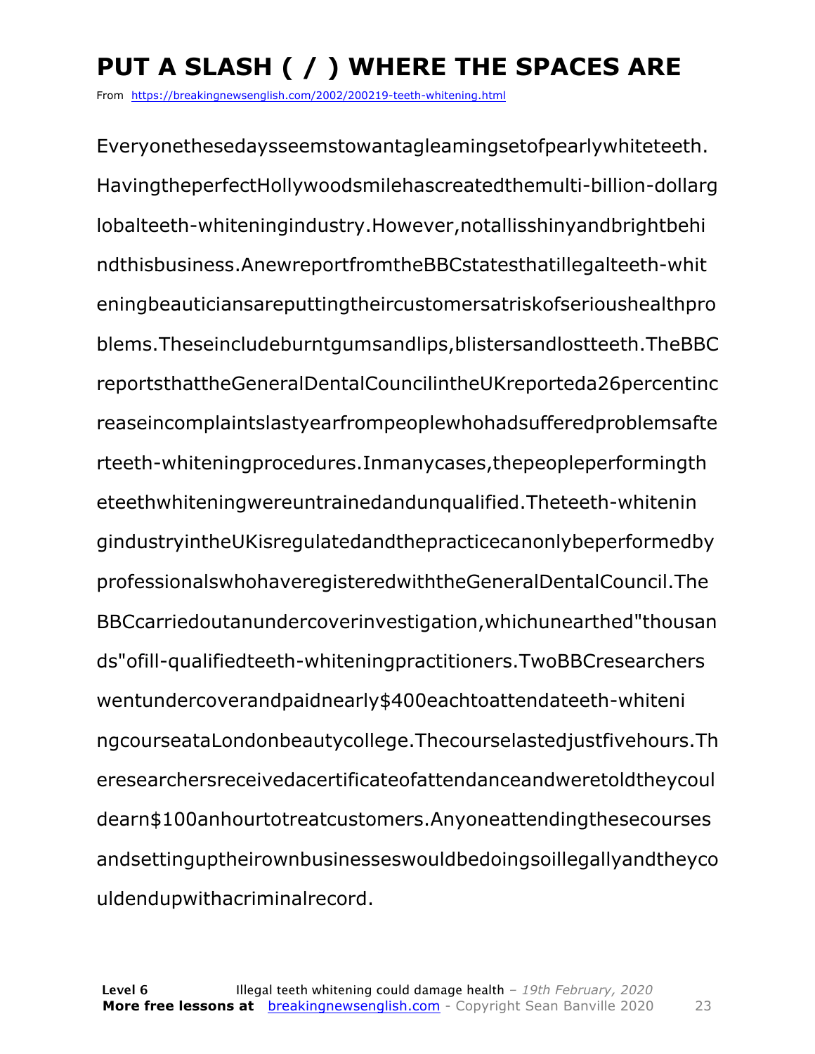# PUT A SLASH ( / ) WHERE THE SPACES ARE

From https://breakingnewsenglish.com/2002/200219-teeth-whitening.html

Everyonethesedaysseemstowantagleamingsetofpearlywhiteteeth. HavingtheperfectHollywoodsmilehascreatedthemulti-billion-dollarg lobalteeth-whiteningindustry.However,notallisshinyandbrightbehi ndthisbusiness.AnewreportfromtheBBCstatesthatillegalteeth-whit eningbeauticiansareputtingtheircustomersatriskofserioushealthpro blems.Theseincludeburntgumsandlips,blistersandlostteeth.TheBBC reportsthattheGeneralDentalCouncilintheUKreporteda26percentinc reaseincomplaintslastyearfrompeoplewhohadsufferedproblemsafte rteeth-whiteningprocedures.Inmanycases,thepeopleperformingth eteethwhiteningwereuntrainedandunqualified.Theteeth-whitenin gindustryintheUKisregulatedandthepracticecanonlybeperformedby professionalswhohaveregisteredwiththeGeneralDentalCouncil.The BBCcarriedoutanundercoverinvestigation,whichunearthed"thousan ds"ofill-qualifiedteeth-whiteningpractitioners.TwoBBCresearchers wentundercoverandpaidnearly$400eachtoattendateeth-whiteni ngcourseataLondonbeautycollege.Thecourselastedjustfivehours.Th eresearchersreceivedacertificateofattendanceandweretoldtheycoul dearn$100anhourtotreatcustomers.Anyoneattendingthesecourses andsettinguptheirownbusinesseswouldbedoingsoillegallyandtheyco uldendupwithacriminalrecord.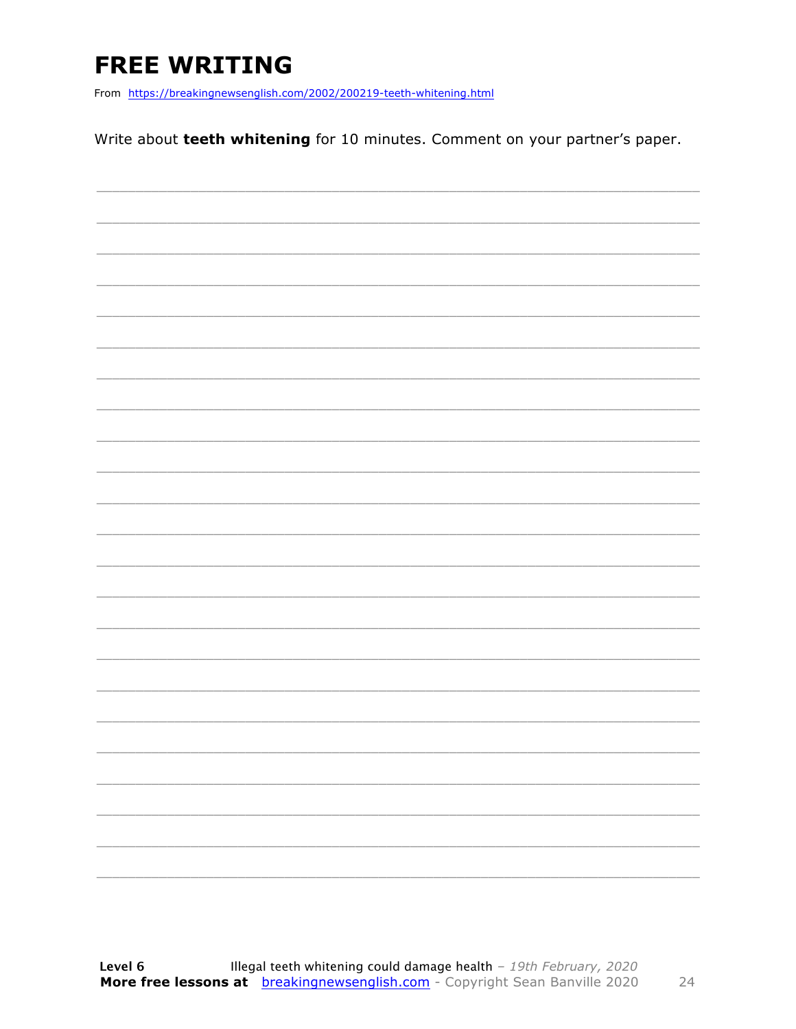# FREE WRITING

From https://breakingnewsenglish.com/2002/200219-teeth-whitening.html

Write about **teeth whitening** for 10 minutes. Comment on your partner's paper.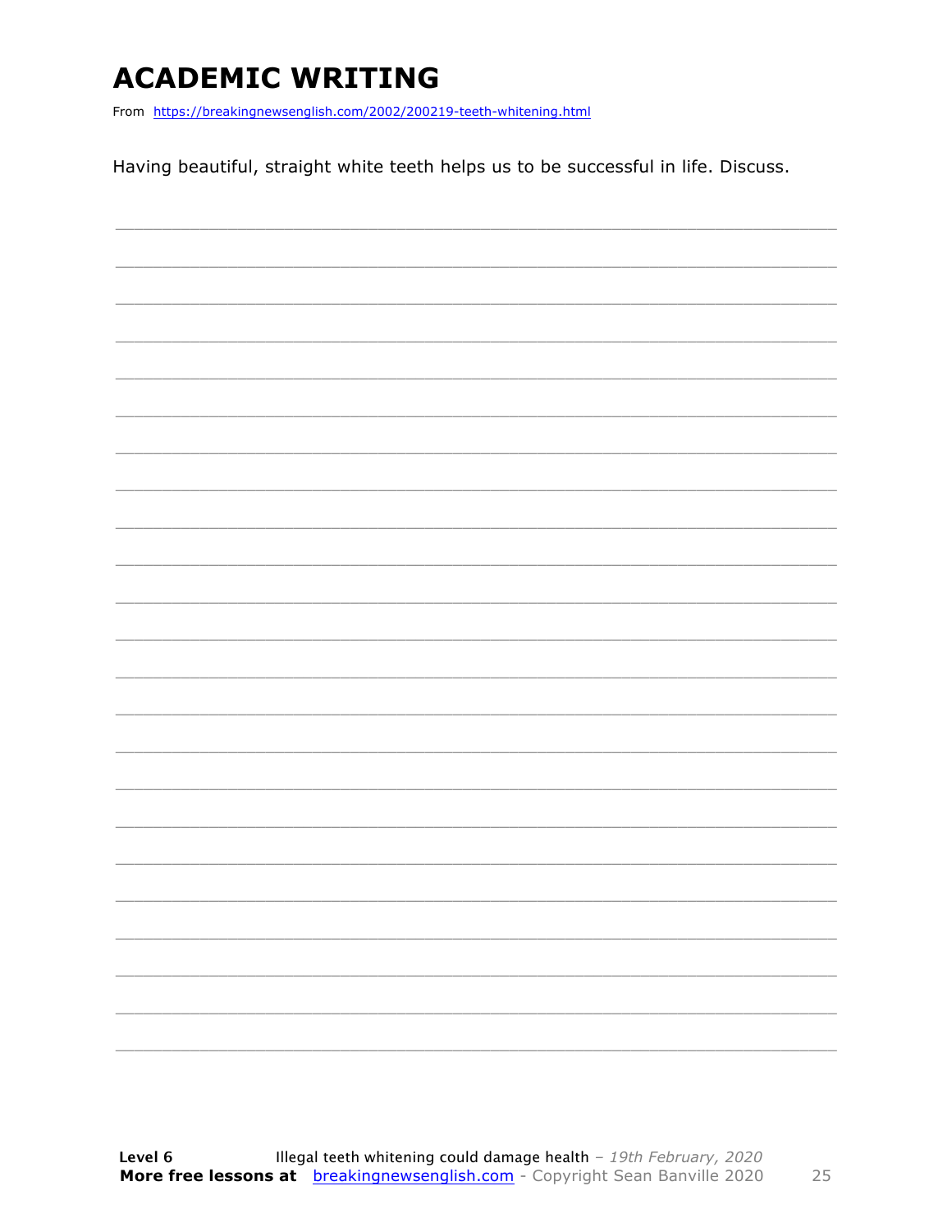# ACADEMIC WRITING

From https://breakingnewsenglish.com/2002/200219-teeth-whitening.html

Having beautiful, straight white teeth helps us to be successful in life. Discuss.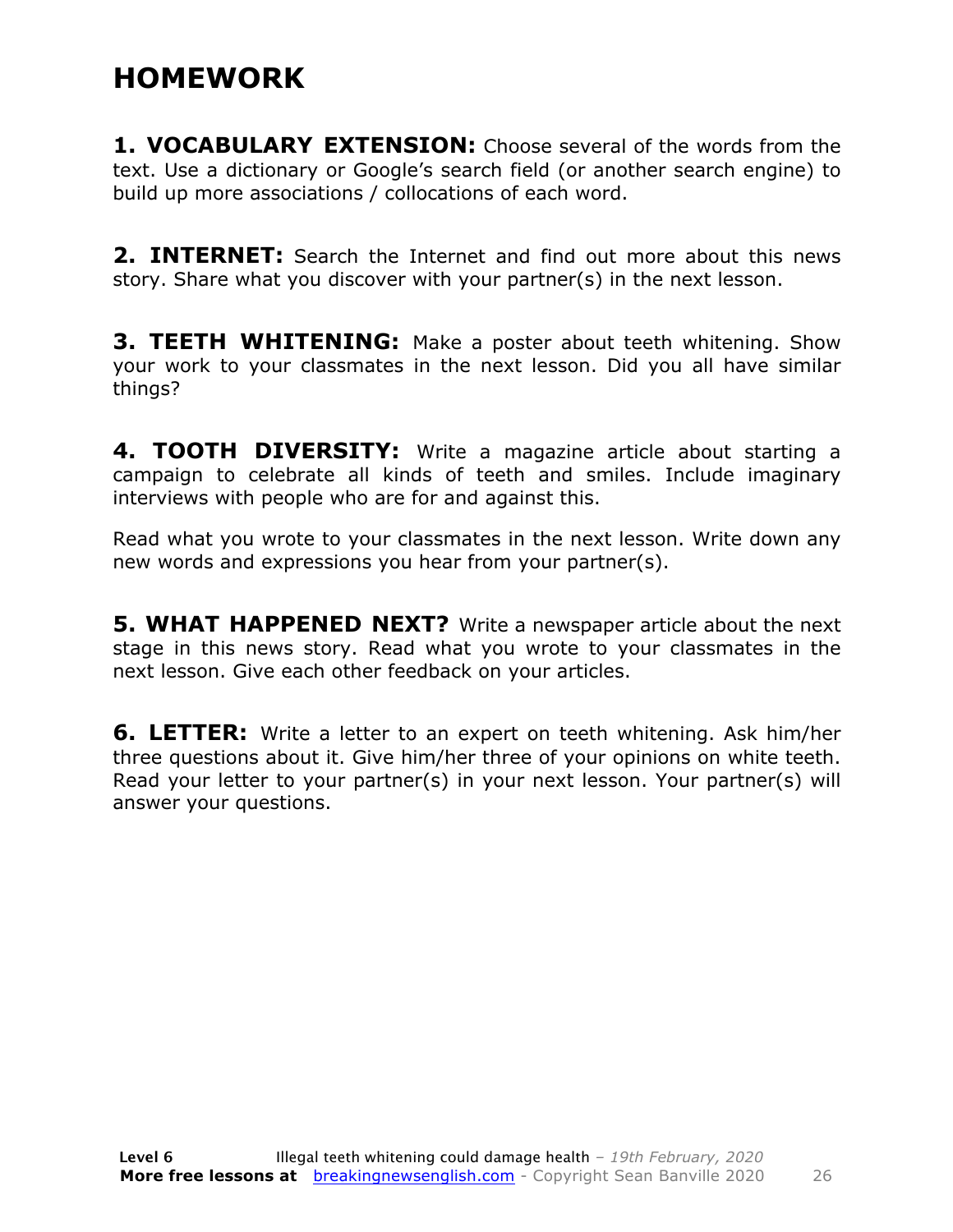# HOMEWORK

**1. VOCABULARY EXTENSION:** Choose several of the words from the text. Use a dictionary or Google's search field (or another search engine) to build up more associations / collocations of each word.

**2. INTERNET:** Search the Internet and find out more about this news story. Share what you discover with your partner(s) in the next lesson.

**3. TEETH WHITENING:** Make a poster about teeth whitening. Show your work to your classmates in the next lesson. Did you all have similar things?

**4. TOOTH DIVERSITY:** Write a magazine article about starting a campaign to celebrate all kinds of teeth and smiles. Include imaginary interviews with people who are for and against this.

Read what you wrote to your classmates in the next lesson. Write down any new words and expressions you hear from your partner(s).

**5. WHAT HAPPENED NEXT?** Write a newspaper article about the next stage in this news story. Read what you wrote to your classmates in the next lesson. Give each other feedback on your articles.

**6. LETTER:** Write a letter to an expert on teeth whitening. Ask him/her three questions about it. Give him/her three of your opinions on white teeth. Read your letter to your partner(s) in your next lesson. Your partner(s) will answer your questions.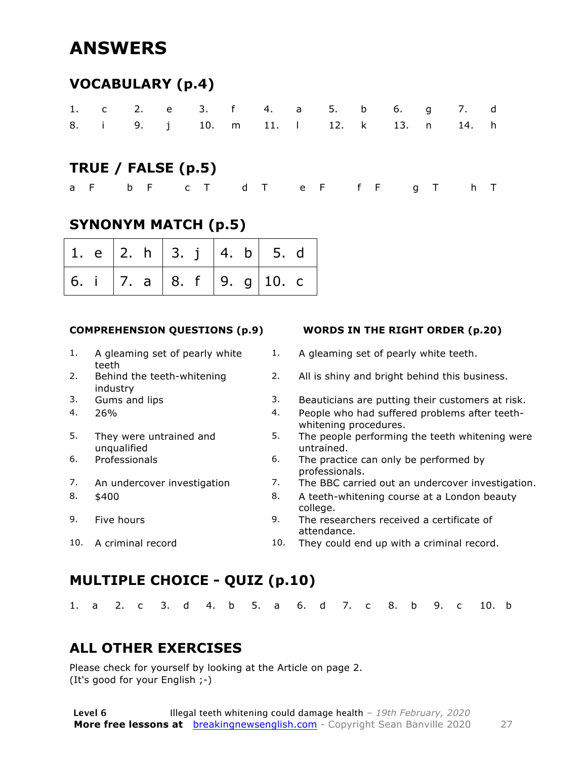# ANSWERS

## VOCABULARY (p.4)

| | | | | | | | | | | | | | |
|---|---|---|---|---|---|---|---|---|---|---|---|---|---|
| 1. | c | 2. | e | 3. | f | 4. | a | 5. | b | 6. | g | 7. | d |
| 8. | i | 9. | j | 10. | m | 11. | l | 12. | k | 13. | n | 14. | h |

## TRUE / FALSE (p.5)

a F b F c T d T e F f F g T h T

## SYNONYM MATCH (p.5)

| | | | | |
|---|---|---|---|---|
| 1. e | 2. h | 3. j | 4. b | 5. d |
| 6. i | 7. a | 8. f | 9. g | 10. c |

**COMPREHENSION QUESTIONS (p.9)**

1. A gleaming set of pearly white teeth
2. Behind the teeth-whitening industry
3. Gums and lips
4. 26%
5. They were untrained and unqualified
6. Professionals
7. An undercover investigation
8. $400
9. Five hours
10. A criminal record

**WORDS IN THE RIGHT ORDER (p.20)**

1. A gleaming set of pearly white teeth.
2. All is shiny and bright behind this business.
3. Beauticians are putting their customers at risk.
4. People who had suffered problems after teeth-whitening procedures.
5. The people performing the teeth whitening were untrained.
6. The practice can only be performed by professionals.
7. The BBC carried out an undercover investigation.
8. A teeth-whitening course at a London beauty college.
9. The researchers received a certificate of attendance.
10. They could end up with a criminal record.

## MULTIPLE CHOICE - QUIZ (p.10)

1. a 2. c 3. d 4. b 5. a 6. d 7. c 8. b 9. c 10. b

## ALL OTHER EXERCISES

Please check for yourself by looking at the Article on page 2.
(It's good for your English ;-)